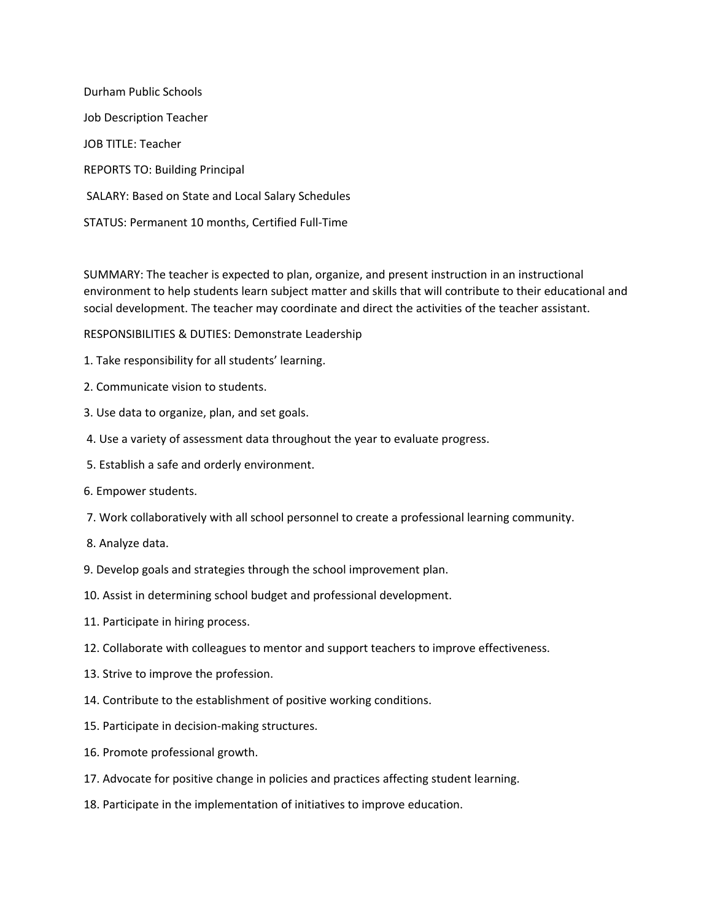Durham Public Schools

Job Description Teacher

JOB TITLE: Teacher

REPORTS TO: Building Principal

SALARY: Based on State and Local Salary Schedules

STATUS: Permanent 10 months, Certified Full-Time

SUMMARY: The teacher is expected to plan, organize, and present instruction in an instructional environment to help students learn subject matter and skills that will contribute to their educational and social development. The teacher may coordinate and direct the activities of the teacher assistant.

RESPONSIBILITIES & DUTIES: Demonstrate Leadership

1. Take responsibility for all students' learning.
2. Communicate vision to students.
3. Use data to organize, plan, and set goals.
4. Use a variety of assessment data throughout the year to evaluate progress.
5. Establish a safe and orderly environment.
6. Empower students.
7. Work collaboratively with all school personnel to create a professional learning community.
8. Analyze data.
9. Develop goals and strategies through the school improvement plan.
10. Assist in determining school budget and professional development.
11. Participate in hiring process.
12. Collaborate with colleagues to mentor and support teachers to improve effectiveness.
13. Strive to improve the profession.
14. Contribute to the establishment of positive working conditions.
15. Participate in decision-making structures.
16. Promote professional growth.
17. Advocate for positive change in policies and practices affecting student learning.
18. Participate in the implementation of initiatives to improve education.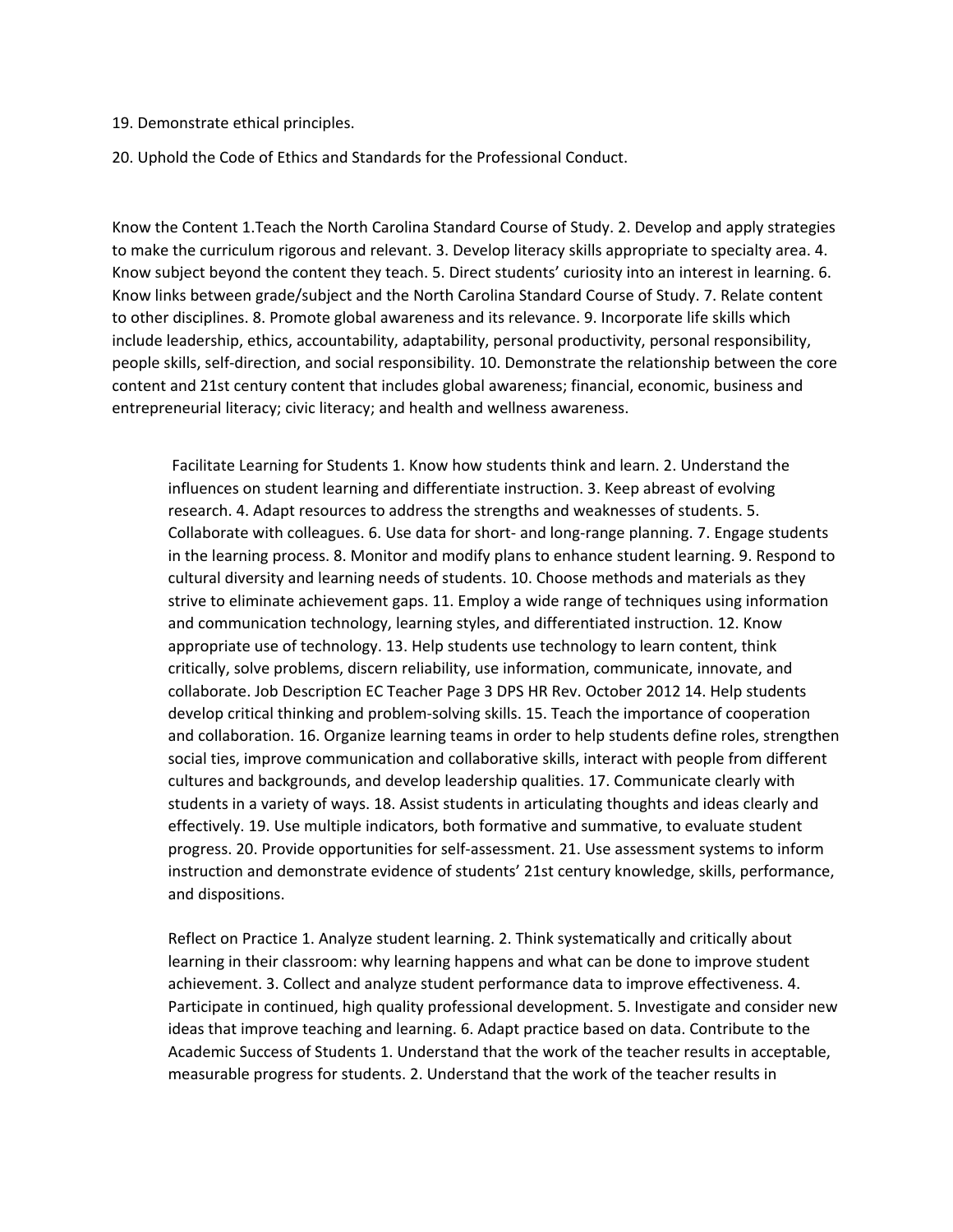19. Demonstrate ethical principles.

20. Uphold the Code of Ethics and Standards for the Professional Conduct.

Know the Content 1.Teach the North Carolina Standard Course of Study. 2. Develop and apply strategies to make the curriculum rigorous and relevant. 3. Develop literacy skills appropriate to specialty area. 4. Know subject beyond the content they teach. 5. Direct students' curiosity into an interest in learning. 6. Know links between grade/subject and the North Carolina Standard Course of Study. 7. Relate content to other disciplines. 8. Promote global awareness and its relevance. 9. Incorporate life skills which include leadership, ethics, accountability, adaptability, personal productivity, personal responsibility, people skills, self-direction, and social responsibility. 10. Demonstrate the relationship between the core content and 21st century content that includes global awareness; financial, economic, business and entrepreneurial literacy; civic literacy; and health and wellness awareness.

Facilitate Learning for Students 1. Know how students think and learn. 2. Understand the influences on student learning and differentiate instruction. 3. Keep abreast of evolving research. 4. Adapt resources to address the strengths and weaknesses of students. 5. Collaborate with colleagues. 6. Use data for short- and long-range planning. 7. Engage students in the learning process. 8. Monitor and modify plans to enhance student learning. 9. Respond to cultural diversity and learning needs of students. 10. Choose methods and materials as they strive to eliminate achievement gaps. 11. Employ a wide range of techniques using information and communication technology, learning styles, and differentiated instruction. 12. Know appropriate use of technology. 13. Help students use technology to learn content, think critically, solve problems, discern reliability, use information, communicate, innovate, and collaborate. Job Description EC Teacher Page 3 DPS HR Rev. October 2012 14. Help students develop critical thinking and problem-solving skills. 15. Teach the importance of cooperation and collaboration. 16. Organize learning teams in order to help students define roles, strengthen social ties, improve communication and collaborative skills, interact with people from different cultures and backgrounds, and develop leadership qualities. 17. Communicate clearly with students in a variety of ways. 18. Assist students in articulating thoughts and ideas clearly and effectively. 19. Use multiple indicators, both formative and summative, to evaluate student progress. 20. Provide opportunities for self-assessment. 21. Use assessment systems to inform instruction and demonstrate evidence of students' 21st century knowledge, skills, performance, and dispositions.

Reflect on Practice 1. Analyze student learning. 2. Think systematically and critically about learning in their classroom: why learning happens and what can be done to improve student achievement. 3. Collect and analyze student performance data to improve effectiveness. 4. Participate in continued, high quality professional development. 5. Investigate and consider new ideas that improve teaching and learning. 6. Adapt practice based on data. Contribute to the Academic Success of Students 1. Understand that the work of the teacher results in acceptable, measurable progress for students. 2. Understand that the work of the teacher results in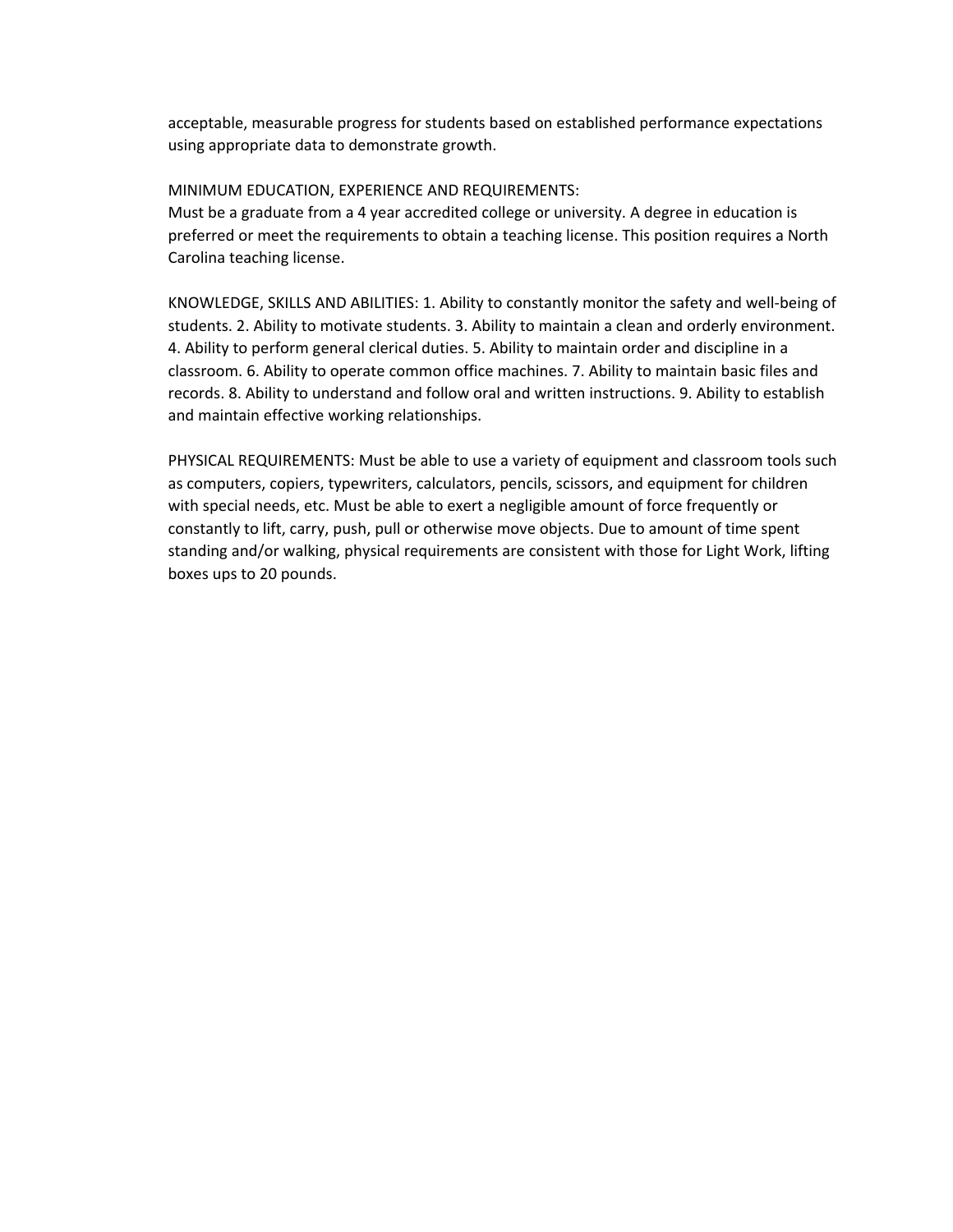acceptable, measurable progress for students based on established performance expectations using appropriate data to demonstrate growth.

MINIMUM EDUCATION, EXPERIENCE AND REQUIREMENTS:
Must be a graduate from a 4 year accredited college or university. A degree in education is preferred or meet the requirements to obtain a teaching license. This position requires a North Carolina teaching license.

KNOWLEDGE, SKILLS AND ABILITIES: 1. Ability to constantly monitor the safety and well-being of students. 2. Ability to motivate students. 3. Ability to maintain a clean and orderly environment. 4. Ability to perform general clerical duties. 5. Ability to maintain order and discipline in a classroom. 6. Ability to operate common office machines. 7. Ability to maintain basic files and records. 8. Ability to understand and follow oral and written instructions. 9. Ability to establish and maintain effective working relationships.

PHYSICAL REQUIREMENTS: Must be able to use a variety of equipment and classroom tools such as computers, copiers, typewriters, calculators, pencils, scissors, and equipment for children with special needs, etc. Must be able to exert a negligible amount of force frequently or constantly to lift, carry, push, pull or otherwise move objects. Due to amount of time spent standing and/or walking, physical requirements are consistent with those for Light Work, lifting boxes ups to 20 pounds.